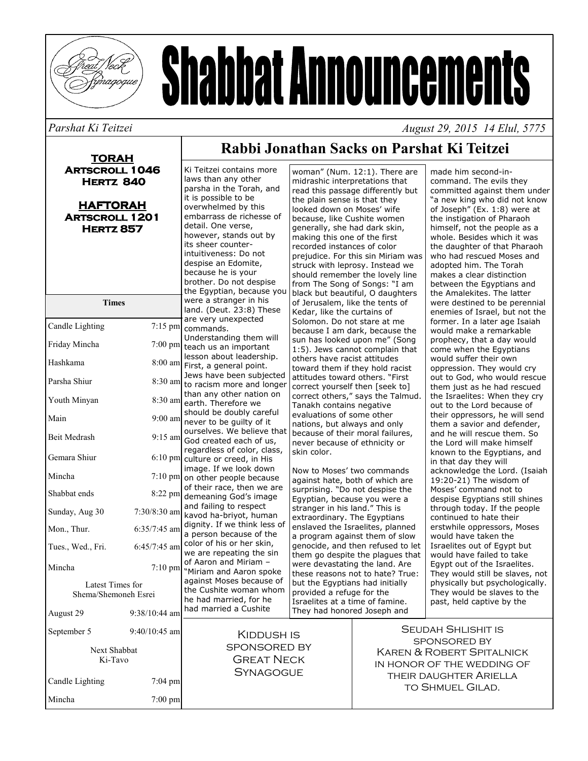# Shabbat Announcements

*Parshat Ki Teitzei* *August 29, 2015 14 Elul, 5775*

**TORAH**
**Artscroll 1046**
**Hertz 840**

**HAFTORAH**
**Artscroll 1201**
**Hertz 857**

| Times | |
|---|---|
| Candle Lighting | 7:15 pm |
| Friday Mincha | 7:00 pm |
| Hashkama | 8:00 am |
| Parsha Shiur | 8:30 am |
| Youth Minyan | 8:30 am |
| Main | 9:00 am |
| Beit Medrash | 9:15 am |
| Gemara Shiur | 6:10 pm |
| Mincha | 7:10 pm |
| Shabbat ends | 8:22 pm |
| Sunday, Aug 30 | 7:30/8:30 am |
| Mon., Thur. | 6:35/7:45 am |
| Tues., Wed., Fri. | 6:45/7:45 am |
| Mincha | 7:10 pm |
| Latest Times for Shema/Shemoneh Esrei | |
| August 29 | 9:38/10:44 am |
| September 5 | 9:40/10:45 am |
| Next Shabbat Ki-Tavo | |
| Candle Lighting | 7:04 pm |
| Mincha | 7:00 pm |

## Rabbi Jonathan Sacks on Parshat Ki Teitzei

Ki Teitzei contains more laws than any other parsha in the Torah, and it is possible to be overwhelmed by this embarrass de richesse of detail. One verse, however, stands out by its sheer counter-intuitiveness: Do not despise an Edomite, because he is your brother. Do not despise the Egyptian, because you were a stranger in his land. (Deut. 23:8) These are very unexpected commands. Understanding them will teach us an important lesson about leadership. First, a general point. Jews have been subjected to racism more and longer than any other nation on earth. Therefore we should be doubly careful never to be guilty of it ourselves. We believe that God created each of us, regardless of color, class, culture or creed, in His image. If we look down on other people because of their race, then we are demeaning God's image and failing to respect kavod ha-briyot, human dignity. If we think less of a person because of the color of his or her skin, we are repeating the sin of Aaron and Miriam – "Miriam and Aaron spoke against Moses because of the Cushite woman whom he had married, for he had married a Cushite woman" (Num. 12:1). There are midrashic interpretations that read this passage differently but the plain sense is that they looked down on Moses' wife because, like Cushite women generally, she had dark skin, making this one of the first recorded instances of color prejudice. For this sin Miriam was struck with leprosy. Instead we should remember the lovely line from The Song of Songs: "I am black but beautiful, O daughters of Jerusalem, like the tents of Kedar, like the curtains of Solomon. Do not stare at me because I am dark, because the sun has looked upon me" (Song 1:5). Jews cannot complain that others have racist attitudes toward them if they hold racist attitudes toward others. "First correct yourself then [seek to] correct others," says the Talmud. Tanakh contains negative evaluations of some other nations, but always and only because of their moral failures, never because of ethnicity or skin color.

Now to Moses' two commands against hate, both of which are surprising. "Do not despise the Egyptian, because you were a stranger in his land." This is extraordinary. The Egyptians enslaved the Israelites, planned a program against them of slow genocide, and then refused to let them go despite the plagues that were devastating the land. Are these reasons not to hate? True: but the Egyptians had initially provided a refuge for the Israelites at a time of famine. They had honored Joseph and made him second-in-command. The evils they committed against them under "a new king who did not know of Joseph" (Ex. 1:8) were at the instigation of Pharaoh himself, not the people as a whole. Besides which it was the daughter of that Pharaoh who had rescued Moses and adopted him. The Torah makes a clear distinction between the Egyptians and the Amalekites. The latter were destined to be perennial enemies of Israel, but not the former. In a later age Isaiah would make a remarkable prophecy, that a day would come when the Egyptians would suffer their own oppression. They would cry out to God, who would rescue them just as he had rescued the Israelites: When they cry out to the Lord because of their oppressors, he will send them a savior and defender, and he will rescue them. So the Lord will make himself known to the Egyptians, and in that day they will acknowledge the Lord. (Isaiah 19:20-21) The wisdom of Moses' command not to despise Egyptians still shines through today. If the people continued to hate their erstwhile oppressors, Moses would have taken the Israelites out of Egypt but would have failed to take Egypt out of the Israelites. They would still be slaves, not physically but psychologically. They would be slaves to the past, held captive by the

---

KIDDUSH IS SPONSORED BY GREAT NECK SYNAGOGUE

SEUDAH SHLISHIT IS SPONSORED BY KAREN & ROBERT SPITALNICK IN HONOR OF THE WEDDING OF THEIR DAUGHTER ARIELLA TO SHMUEL GILAD.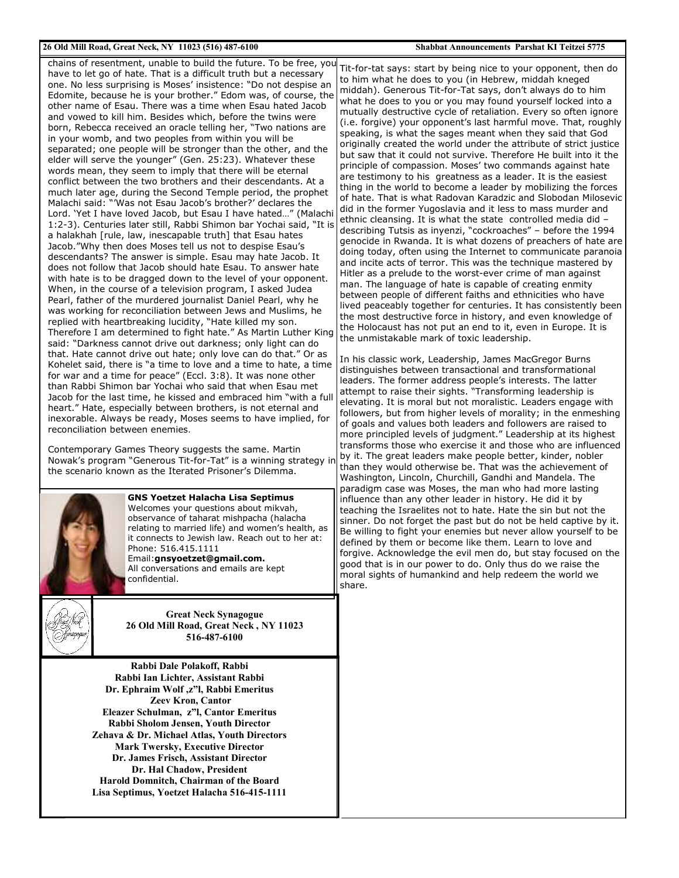chains of resentment, unable to build the future. To be free, you have to let go of hate. That is a difficult truth but a necessary one. No less surprising is Moses' insistence: "Do not despise an Edomite, because he is your brother." Edom was, of course, the other name of Esau. There was a time when Esau hated Jacob and vowed to kill him. Besides which, before the twins were born, Rebecca received an oracle telling her, "Two nations are in your womb, and two peoples from within you will be separated; one people will be stronger than the other, and the elder will serve the younger" (Gen. 25:23). Whatever these words mean, they seem to imply that there will be eternal conflict between the two brothers and their descendants. At a much later age, during the Second Temple period, the prophet Malachi said: "'Was not Esau Jacob's brother?' declares the Lord. 'Yet I have loved Jacob, but Esau I have hated…" (Malachi 1:2-3). Centuries later still, Rabbi Shimon bar Yochai said, "It is a halakhah [rule, law, inescapable truth] that Esau hates Jacob."Why then does Moses tell us not to despise Esau's descendants? The answer is simple. Esau may hate Jacob. It does not follow that Jacob should hate Esau. To answer hate with hate is to be dragged down to the level of your opponent. When, in the course of a television program, I asked Judea Pearl, father of the murdered journalist Daniel Pearl, why he was working for reconciliation between Jews and Muslims, he replied with heartbreaking lucidity, "Hate killed my son. Therefore I am determined to fight hate." As Martin Luther King said: "Darkness cannot drive out darkness; only light can do that. Hate cannot drive out hate; only love can do that." Or as Kohelet said, there is "a time to love and a time to hate, a time for war and a time for peace" (Eccl. 3:8). It was none other than Rabbi Shimon bar Yochai who said that when Esau met Jacob for the last time, he kissed and embraced him "with a full heart." Hate, especially between brothers, is not eternal and inexorable. Always be ready, Moses seems to have implied, for reconciliation between enemies.

Contemporary Games Theory suggests the same. Martin Nowak's program "Generous Tit-for-Tat" is a winning strategy in the scenario known as the Iterated Prisoner's Dilemma.

Tit-for-tat says: start by being nice to your opponent, then do to him what he does to you (in Hebrew, middah kneged middah). Generous Tit-for-Tat says, don't always do to him what he does to you or you may found yourself locked into a mutually destructive cycle of retaliation. Every so often ignore (i.e. forgive) your opponent's last harmful move. That, roughly speaking, is what the sages meant when they said that God originally created the world under the attribute of strict justice but saw that it could not survive. Therefore He built into it the principle of compassion. Moses' two commands against hate are testimony to his greatness as a leader. It is the easiest thing in the world to become a leader by mobilizing the forces of hate. That is what Radovan Karadzic and Slobodan Milosevic did in the former Yugoslavia and it less to mass murder and ethnic cleansing. It is what the state controlled media did – describing Tutsis as inyenzi, "cockroaches" – before the 1994 genocide in Rwanda. It is what dozens of preachers of hate are doing today, often using the Internet to communicate paranoia and incite acts of terror. This was the technique mastered by Hitler as a prelude to the worst-ever crime of man against man. The language of hate is capable of creating enmity between people of different faiths and ethnicities who have lived peaceably together for centuries. It has consistently been the most destructive force in history, and even knowledge of the Holocaust has not put an end to it, even in Europe. It is the unmistakable mark of toxic leadership.

In his classic work, Leadership, James MacGregor Burns distinguishes between transactional and transformational leaders. The former address people's interests. The latter attempt to raise their sights. "Transforming leadership is elevating. It is moral but not moralistic. Leaders engage with followers, but from higher levels of morality; in the enmeshing of goals and values both leaders and followers are raised to more principled levels of judgment." Leadership at its highest transforms those who exercise it and those who are influenced by it. The great leaders make people better, kinder, nobler than they would otherwise be. That was the achievement of Washington, Lincoln, Churchill, Gandhi and Mandela. The paradigm case was Moses, the man who had more lasting influence than any other leader in history. He did it by teaching the Israelites not to hate. Hate the sin but not the sinner. Do not forget the past but do not be held captive by it. Be willing to fight your enemies but never allow yourself to be defined by them or become like them. Learn to love and forgive. Acknowledge the evil men do, but stay focused on the good that is in our power to do. Only thus do we raise the moral sights of humankind and help redeem the world we share.

**GNS Yoetzet Halacha Lisa Septimus**
Welcomes your questions about mikvah, observance of taharat mishpacha (halacha relating to married life) and women's health, as it connects to Jewish law. Reach out to her at:
Phone: 516.415.1111
Email:**gnsyoetzet@gmail.com.**
All conversations and emails are kept confidential.

**Great Neck Synagogue**
**26 Old Mill Road, Great Neck , NY 11023**
**516-487-6100**

**Rabbi Dale Polakoff, Rabbi**
**Rabbi Ian Lichter, Assistant Rabbi**
**Dr. Ephraim Wolf ,z"l, Rabbi Emeritus**
**Zeev Kron, Cantor**
**Eleazer Schulman, z"l, Cantor Emeritus**
**Rabbi Sholom Jensen, Youth Director**
**Zehava & Dr. Michael Atlas, Youth Directors**
**Mark Twersky, Executive Director**
**Dr. James Frisch, Assistant Director**
**Dr. Hal Chadow, President**
**Harold Domnitch, Chairman of the Board**
**Lisa Septimus, Yoetzet Halacha 516-415-1111**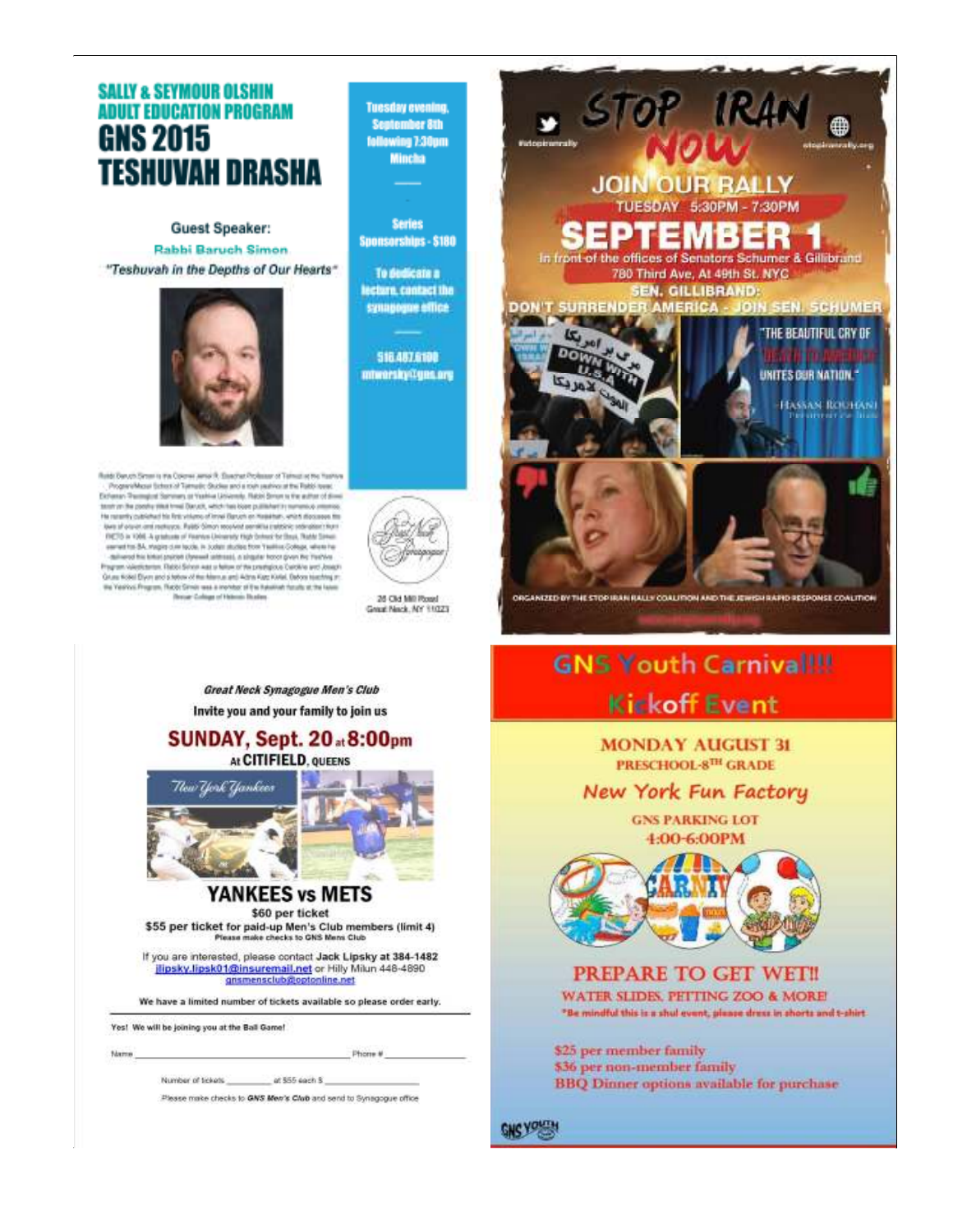## SALLY & SEYMOUR OLSHIN ADULT EDUCATION PROGRAM

# GNS 2015 TESHUVAH DRASHA

Guest Speaker:

**Rabbi Baruch Simon**

*"Teshuvah in the Depths of Our Hearts"*

Rabbi Baruch Simon is the Colonel Jehiel R. Elyachar Professor of Talmud at the Yeshiva Program/Mazer School of Talmudic Studies and a rosh yeshiva at the Rabbi Isaac Elchanan Theological Seminary at Yeshiva University. Rabbi Simon is the author of three books on the parsha titled Imrei Baruch, which has been published in numerous volumes. He recently published his first volume of Imrei Baruch on Hatzalah, which discusses the laws of saving and rescuing. Rabbi Simon received semikha (rabbinic ordination) from RIETS in 1988. A graduate of Yeshiva University High School for Boys, Rabbi Simon earned his BA, magna cum laude, in Judaic studies from Yeshiva College, where he delivered the tiktun yisrael (farewell address), a singular honor given the Yeshiva Program valedictorian. Rabbi Simon was a fellow of the prestigious Caroline and Joseph Gruss Kollel Elyon and a fellow of the Marcus and Adina Katz Kollel. Before teaching in the Yeshiva Program, Rabbi Simon was a member of the Talmud faculty at the Isaac Breuer College of Hebrew Studies.

**Tuesday evening, September 8th following 7:30pm Mincha**

**Series Sponsorships - $180**

**To dedicate a lecture, contact the synagogue office**

**516.487.6100**
**mtworsky@gns.org**

Great Neck Synagogue
26 Old Mill Road
Great Neck, NY 11023

---

# STOP IRAN NOW

#stopiranrally — stopiranrally.org

## JOIN OUR RALLY

TUESDAY 5:30PM - 7:30PM

# SEPTEMBER 1

In front of the offices of Senators Schumer & Gillibrand
780 Third Ave, At 49th St. NYC

**SEN. GILLIBRAND: DON'T SURRENDER AMERICA - JOIN SEN. SCHUMER**

"THE BEAUTIFUL CRY OF DEATH TO AMERICA UNITES OUR NATION."
— HASSAN ROUHANI, President of Iran

DOWN WITH U.S.A

ORGANIZED BY THE STOP IRAN RALLY COALITION AND THE JEWISH RAPID RESPONSE COALITION

---

*Great Neck Synagogue Men's Club*

**Invite you and your family to join us**

## SUNDAY, Sept. 20 at 8:00pm

**At CITIFIELD, QUEENS**

## YANKEES vs METS

$60 per ticket

**$55 per ticket for paid-up Men's Club members (limit 4)**

**Please make checks to GNS Mens Club**

If you are interested, please contact **Jack Lipsky at 384-1482** jlipsky.lipsk01@insuremail.net or Hilly Milun 448-4890 gnsmensclub@optonline.net

**We have a limited number of tickets available so please order early.**

Yes! We will be joining you at the Ball Game!

Name ______________________ Phone # ____________

Number of tickets ________ at $55 each $ ________

Please make checks to *GNS Men's Club* and send to Synagogue office

---

# GNS Youth Carnival!!!

## Kickoff Event

**MONDAY AUGUST 31**

**PRESCHOOL-8TH GRADE**

*New York Fun Factory*

**GNS PARKING LOT**

**4:00-6:00PM**

**PREPARE TO GET WET!!**

**WATER SLIDES, PETTING ZOO & MORE!**

*Be mindful this is a shul event, please dress in shorts and t-shirt

$25 per member family
$36 per non-member family
BBQ Dinner options available for purchase

GNS YOUTH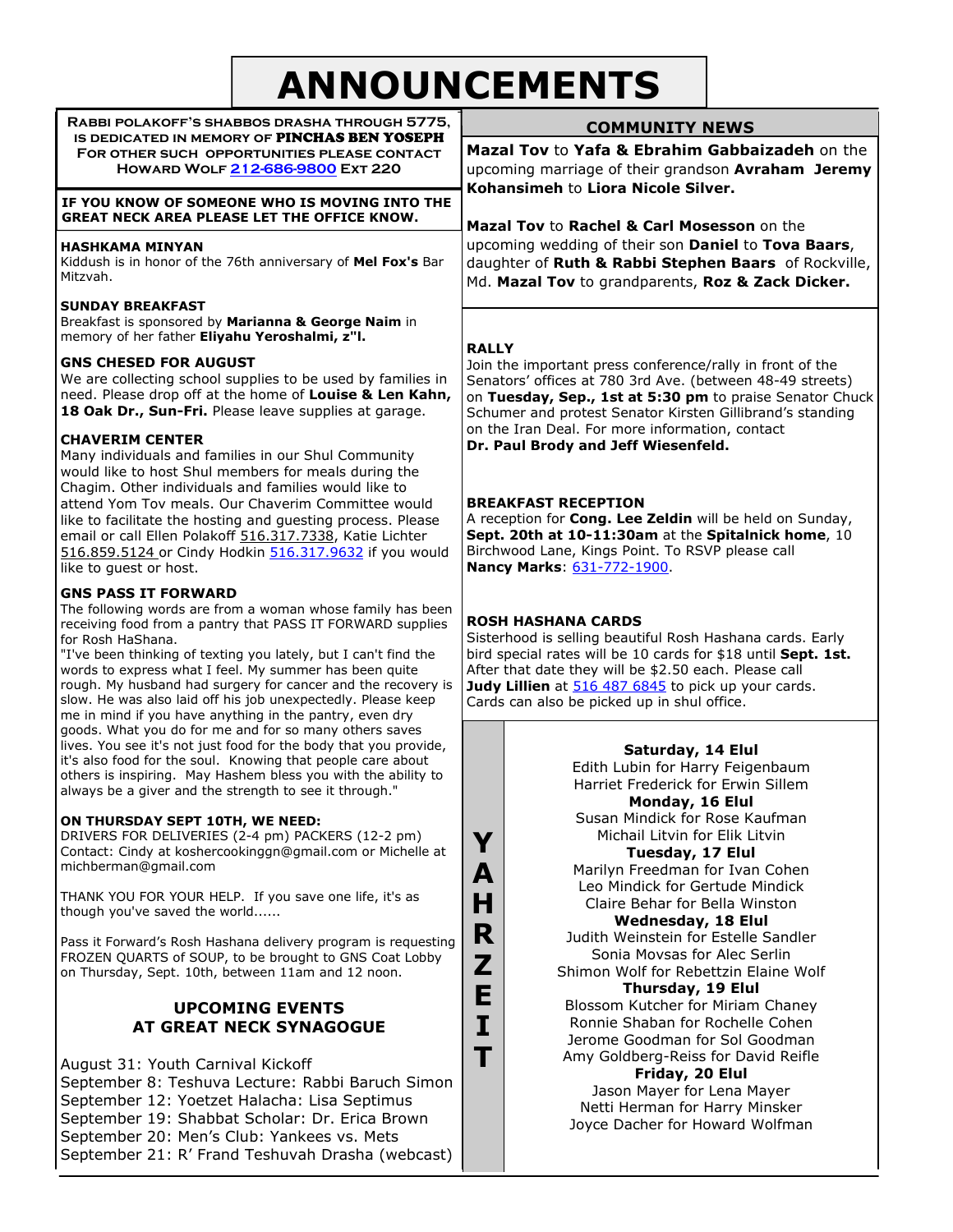# ANNOUNCEMENTS

**Rabbi Polakoff's Shabbos Drasha through 5775, is dedicated in memory of PINCHAS BEN YOSEPH**
**For other such opportunities please contact Howard Wolf 212-686-9800 Ext 220**

**IF YOU KNOW OF SOMEONE WHO IS MOVING INTO THE GREAT NECK AREA PLEASE LET THE OFFICE KNOW.**

### HASHKAMA MINYAN

Kiddush is in honor of the 76th anniversary of **Mel Fox's** Bar Mitzvah.

### SUNDAY BREAKFAST

Breakfast is sponsored by **Marianna & George Naim** in memory of her father **Eliyahu Yeroshalmi, z"l.**

### GNS CHESED FOR AUGUST

We are collecting school supplies to be used by families in need. Please drop off at the home of **Louise & Len Kahn, 18 Oak Dr., Sun-Fri.** Please leave supplies at garage.

### CHAVERIM CENTER

Many individuals and families in our Shul Community would like to host Shul members for meals during the Chagim. Other individuals and families would like to attend Yom Tov meals. Our Chaverim Committee would like to facilitate the hosting and guesting process. Please email or call Ellen Polakoff 516.317.7338, Katie Lichter 516.859.5124 or Cindy Hodkin 516.317.9632 if you would like to guest or host.

### GNS PASS IT FORWARD

The following words are from a woman whose family has been receiving food from a pantry that PASS IT FORWARD supplies for Rosh HaShana.

"I've been thinking of texting you lately, but I can't find the words to express what I feel. My summer has been quite rough. My husband had surgery for cancer and the recovery is slow. He was also laid off his job unexpectedly. Please keep me in mind if you have anything in the pantry, even dry goods. What you do for me and for so many others saves lives. You see it's not just food for the body that you provide, it's also food for the soul. Knowing that people care about others is inspiring. May Hashem bless you with the ability to always be a giver and the strength to see it through."

**ON THURSDAY SEPT 10TH, WE NEED:**

DRIVERS FOR DELIVERIES (2-4 pm) PACKERS (12-2 pm)
Contact: Cindy at koshercookinggn@gmail.com or Michelle at michberman@gmail.com

THANK YOU FOR YOUR HELP. If you save one life, it's as though you've saved the world......

Pass it Forward's Rosh Hashana delivery program is requesting FROZEN QUARTS of SOUP, to be brought to GNS Coat Lobby on Thursday, Sept. 10th, between 11am and 12 noon.

## UPCOMING EVENTS AT GREAT NECK SYNAGOGUE

August 31: Youth Carnival Kickoff
September 8: Teshuva Lecture: Rabbi Baruch Simon
September 12: Yoetzet Halacha: Lisa Septimus
September 19: Shabbat Scholar: Dr. Erica Brown
September 20: Men's Club: Yankees vs. Mets
September 21: R' Frand Teshuvah Drasha (webcast)

## COMMUNITY NEWS

**Mazal Tov** to **Yafa & Ebrahim Gabbaizadeh** on the upcoming marriage of their grandson **Avraham Jeremy Kohansimeh** to **Liora Nicole Silver.**

**Mazal Tov** to **Rachel & Carl Mosesson** on the upcoming wedding of their son **Daniel** to **Tova Baars**, daughter of **Ruth & Rabbi Stephen Baars** of Rockville, Md. **Mazal Tov** to grandparents, **Roz & Zack Dicker.**

### RALLY

Join the important press conference/rally in front of the Senators' offices at 780 3rd Ave. (between 48-49 streets) on **Tuesday, Sep., 1st at 5:30 pm** to praise Senator Chuck Schumer and protest Senator Kirsten Gillibrand's standing on the Iran Deal. For more information, contact **Dr. Paul Brody and Jeff Wiesenfeld.**

### BREAKFAST RECEPTION

A reception for **Cong. Lee Zeldin** will be held on Sunday, **Sept. 20th at 10-11:30am** at the **Spitalnick home**, 10 Birchwood Lane, Kings Point. To RSVP please call **Nancy Marks**: 631-772-1900.

### ROSH HASHANA CARDS

Sisterhood is selling beautiful Rosh Hashana cards. Early bird special rates will be 10 cards for $18 until **Sept. 1st.** After that date they will be $2.50 each. Please call **Judy Lillien** at 516 487 6845 to pick up your cards. Cards can also be picked up in shul office.

## YAHRZEIT

**Saturday, 14 Elul**
Edith Lubin for Harry Feigenbaum
Harriet Frederick for Erwin Sillem

**Monday, 16 Elul**
Susan Mindick for Rose Kaufman
Michail Litvin for Elik Litvin

**Tuesday, 17 Elul**
Marilyn Freedman for Ivan Cohen
Leo Mindick for Gertude Mindick
Claire Behar for Bella Winston

**Wednesday, 18 Elul**
Judith Weinstein for Estelle Sandler
Sonia Movsas for Alec Serlin
Shimon Wolf for Rebettzin Elaine Wolf

**Thursday, 19 Elul**
Blossom Kutcher for Miriam Chaney
Ronnie Shaban for Rochelle Cohen
Jerome Goodman for Sol Goodman
Amy Goldberg-Reiss for David Reifle

**Friday, 20 Elul**
Jason Mayer for Lena Mayer
Netti Herman for Harry Minsker
Joyce Dacher for Howard Wolfman